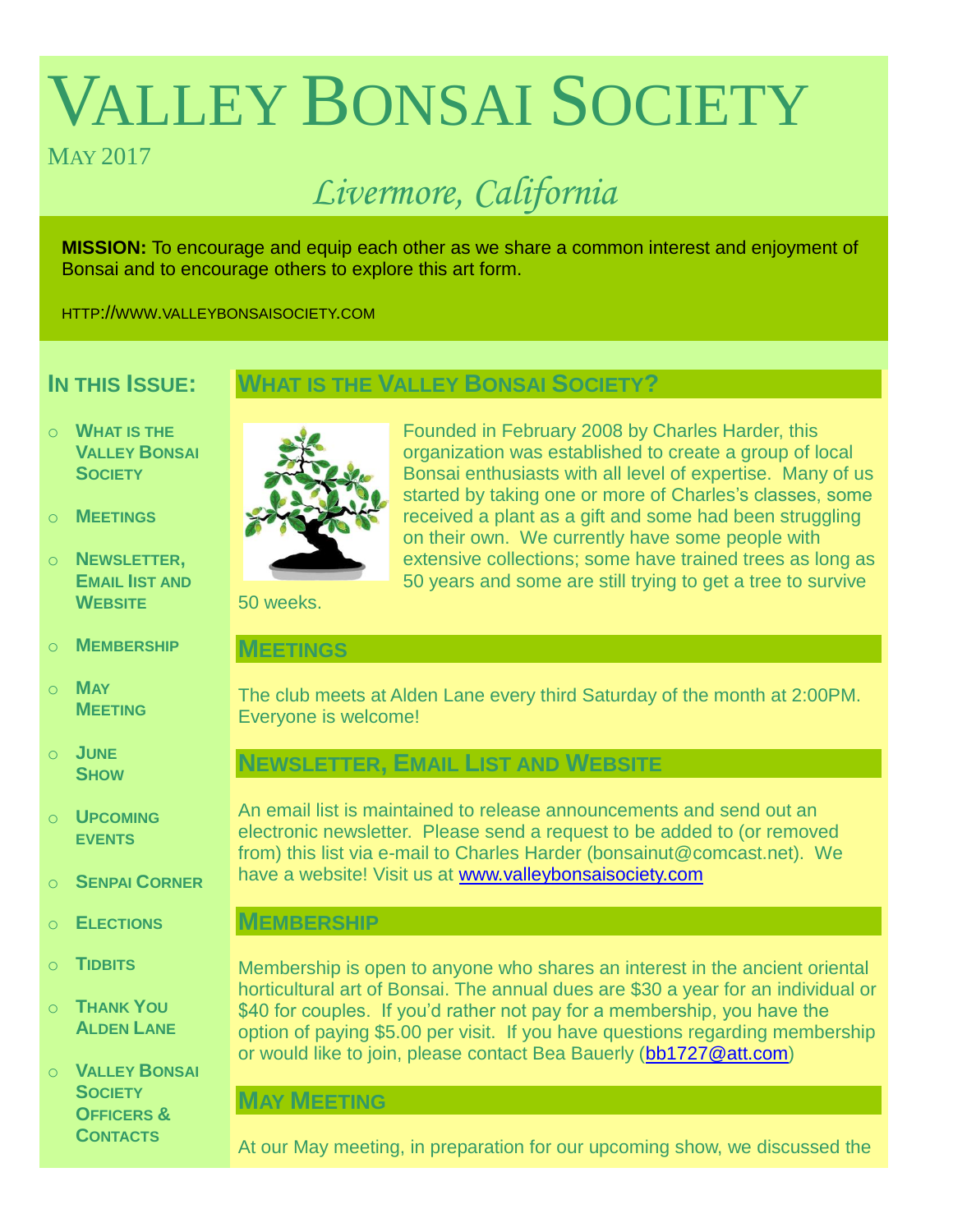# Valley Bonsai Society

May 2017

*Livermore, California*

**MISSION:** To encourage and equip each other as we share a common interest and enjoyment of Bonsai and to encourage others to explore this art form.

HTTP://WWW.VALLEYBONSAISOCIETY.COM

## In this Issue:

- What is the Valley Bonsai Society
- Meetings
- Newsletter, Email list and Website
- Membership
- May Meeting
- June Show
- Upcoming events
- Senpai Corner
- Elections
- Tidbits
- Thank You Alden Lane
- Valley Bonsai Society Officers & Contacts

## What is the Valley Bonsai Society?

Founded in February 2008 by Charles Harder, this organization was established to create a group of local Bonsai enthusiasts with all level of expertise. Many of us started by taking one or more of Charles's classes, some received a plant as a gift and some had been struggling on their own. We currently have some people with extensive collections; some have trained trees as long as 50 years and some are still trying to get a tree to survive 50 weeks.

## Meetings

The club meets at Alden Lane every third Saturday of the month at 2:00PM. Everyone is welcome!

## Newsletter, Email List and Website

An email list is maintained to release announcements and send out an electronic newsletter. Please send a request to be added to (or removed from) this list via e-mail to Charles Harder (bonsainut@comcast.net). We have a website! Visit us at www.valleybonsaisociety.com

## Membership

Membership is open to anyone who shares an interest in the ancient oriental horticultural art of Bonsai. The annual dues are $30 a year for an individual or $40 for couples. If you'd rather not pay for a membership, you have the option of paying $5.00 per visit. If you have questions regarding membership or would like to join, please contact Bea Bauerly (bb1727@att.com)

## May Meeting

At our May meeting, in preparation for our upcoming show, we discussed the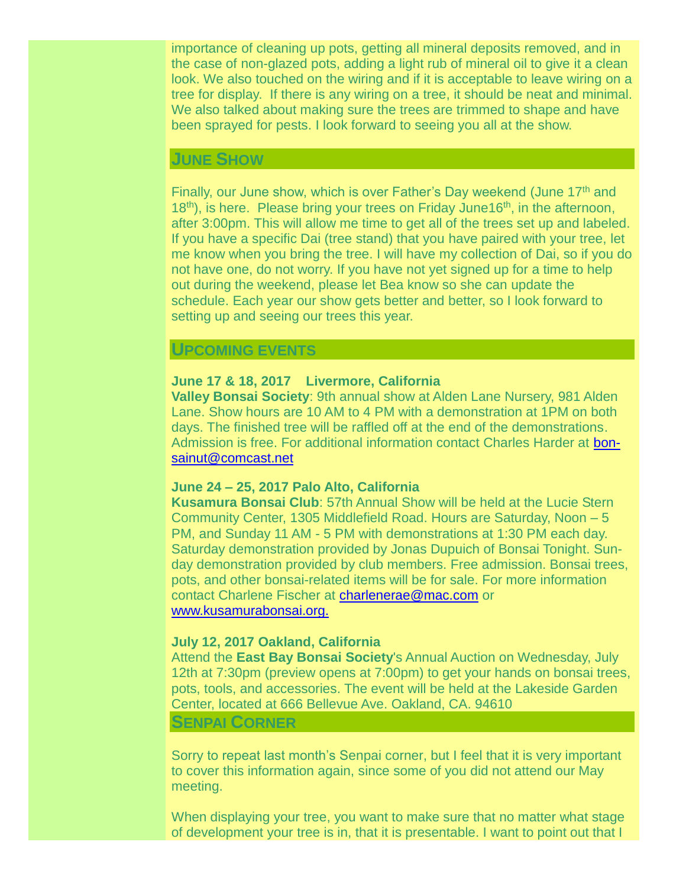importance of cleaning up pots, getting all mineral deposits removed, and in the case of non-glazed pots, adding a light rub of mineral oil to give it a clean look. We also touched on the wiring and if it is acceptable to leave wiring on a tree for display. If there is any wiring on a tree, it should be neat and minimal. We also talked about making sure the trees are trimmed to shape and have been sprayed for pests. I look forward to seeing you all at the show.

## June Show

Finally, our June show, which is over Father's Day weekend (June 17th and 18th), is here. Please bring your trees on Friday June16th, in the afternoon, after 3:00pm. This will allow me time to get all of the trees set up and labeled. If you have a specific Dai (tree stand) that you have paired with your tree, let me know when you bring the tree. I will have my collection of Dai, so if you do not have one, do not worry. If you have not yet signed up for a time to help out during the weekend, please let Bea know so she can update the schedule. Each year our show gets better and better, so I look forward to setting up and seeing our trees this year.

## Upcoming events

**June 17 & 18, 2017 Livermore, California**
**Valley Bonsai Society**: 9th annual show at Alden Lane Nursery, 981 Alden Lane. Show hours are 10 AM to 4 PM with a demonstration at 1PM on both days. The finished tree will be raffled off at the end of the demonstrations. Admission is free. For additional information contact Charles Harder at bonsainut@comcast.net

**June 24 – 25, 2017 Palo Alto, California**
**Kusamura Bonsai Club**: 57th Annual Show will be held at the Lucie Stern Community Center, 1305 Middlefield Road. Hours are Saturday, Noon – 5 PM, and Sunday 11 AM - 5 PM with demonstrations at 1:30 PM each day. Saturday demonstration provided by Jonas Dupuich of Bonsai Tonight. Sunday demonstration provided by club members. Free admission. Bonsai trees, pots, and other bonsai-related items will be for sale. For more information contact Charlene Fischer at charlenerae@mac.com or www.kusamurabonsai.org.

**July 12, 2017 Oakland, California**
Attend the **East Bay Bonsai Society**'s Annual Auction on Wednesday, July 12th at 7:30pm (preview opens at 7:00pm) to get your hands on bonsai trees, pots, tools, and accessories. The event will be held at the Lakeside Garden Center, located at 666 Bellevue Ave. Oakland, CA. 94610

## Senpai Corner

Sorry to repeat last month's Senpai corner, but I feel that it is very important to cover this information again, since some of you did not attend our May meeting.

When displaying your tree, you want to make sure that no matter what stage of development your tree is in, that it is presentable. I want to point out that I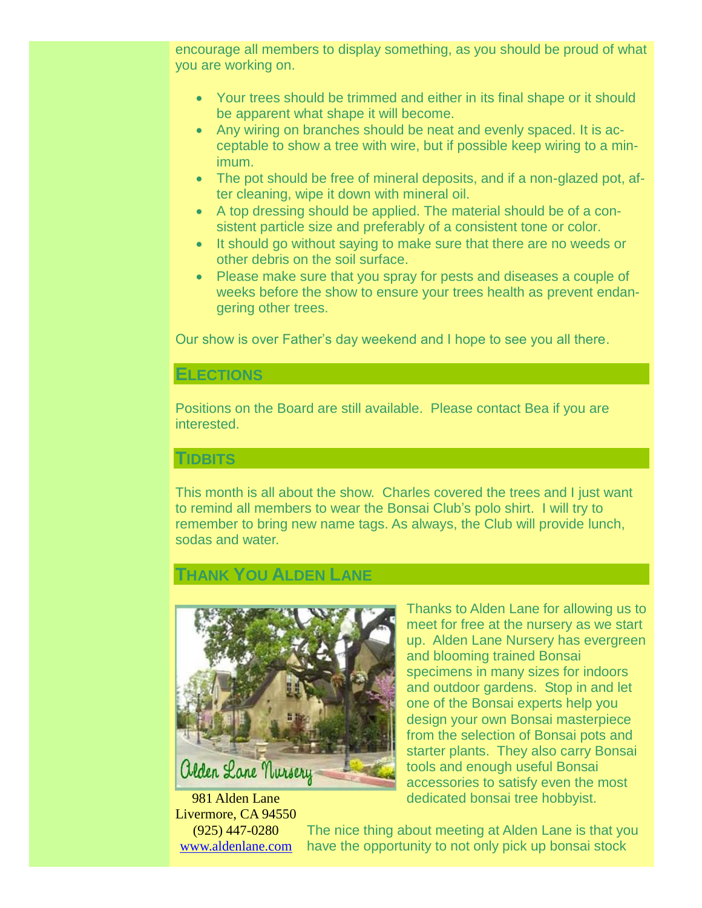encourage all members to display something, as you should be proud of what you are working on.

- Your trees should be trimmed and either in its final shape or it should be apparent what shape it will become.
- Any wiring on branches should be neat and evenly spaced. It is acceptable to show a tree with wire, but if possible keep wiring to a minimum.
- The pot should be free of mineral deposits, and if a non-glazed pot, after cleaning, wipe it down with mineral oil.
- A top dressing should be applied. The material should be of a consistent particle size and preferably of a consistent tone or color.
- It should go without saying to make sure that there are no weeds or other debris on the soil surface.
- Please make sure that you spray for pests and diseases a couple of weeks before the show to ensure your trees health as prevent endangering other trees.

Our show is over Father's day weekend and I hope to see you all there.

## Elections

Positions on the Board are still available. Please contact Bea if you are interested.

## Tidbits

This month is all about the show. Charles covered the trees and I just want to remind all members to wear the Bonsai Club's polo shirt. I will try to remember to bring new name tags. As always, the Club will provide lunch, sodas and water.

## Thank You Alden Lane

Alden Lane Nursery

981 Alden Lane
Livermore, CA 94550
(925) 447-0280
www.aldenlane.com

Thanks to Alden Lane for allowing us to meet for free at the nursery as we start up. Alden Lane Nursery has evergreen and blooming trained Bonsai specimens in many sizes for indoors and outdoor gardens. Stop in and let one of the Bonsai experts help you design your own Bonsai masterpiece from the selection of Bonsai pots and starter plants. They also carry Bonsai tools and enough useful Bonsai accessories to satisfy even the most dedicated bonsai tree hobbyist.

The nice thing about meeting at Alden Lane is that you have the opportunity to not only pick up bonsai stock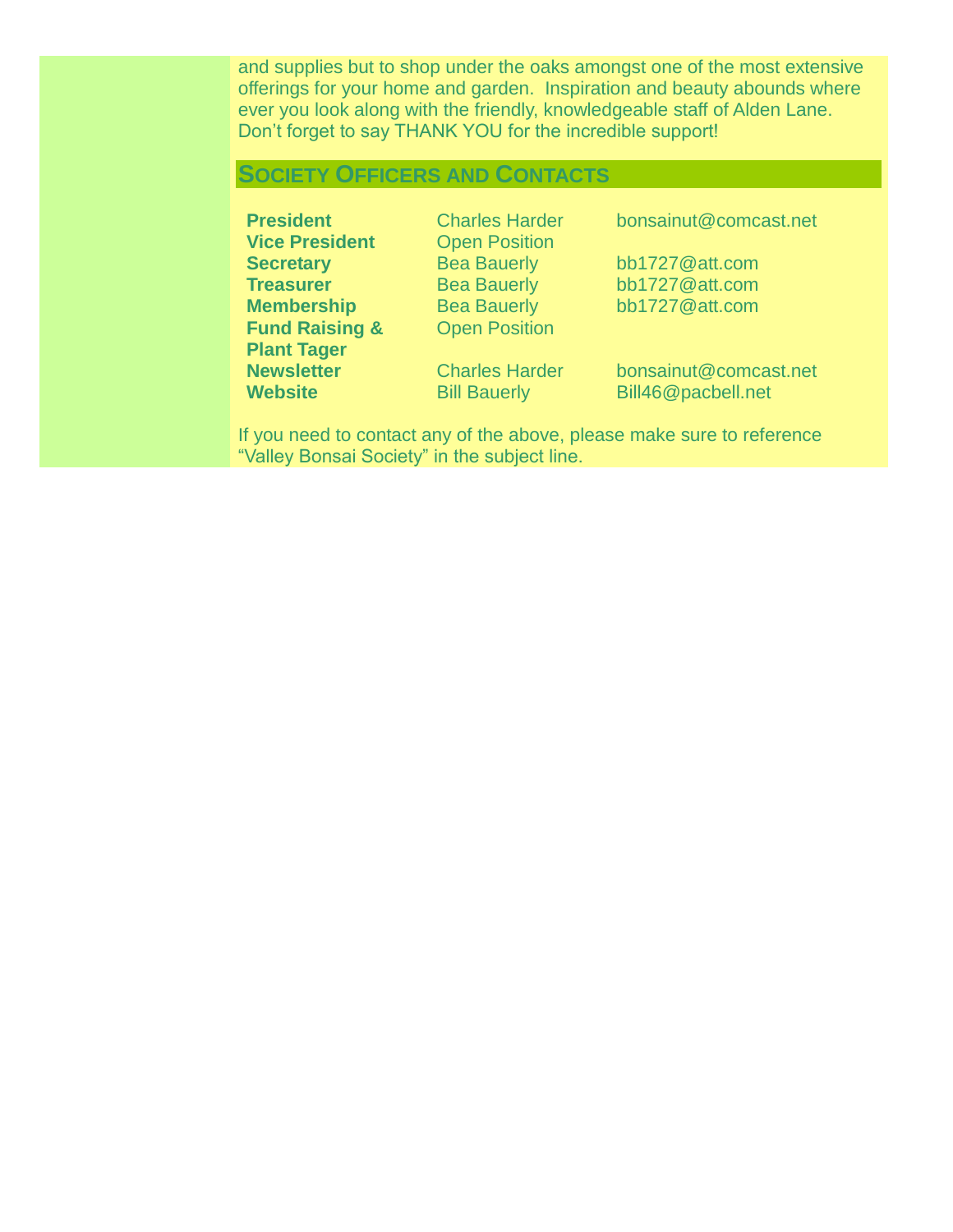and supplies but to shop under the oaks amongst one of the most extensive offerings for your home and garden. Inspiration and beauty abounds where ever you look along with the friendly, knowledgeable staff of Alden Lane. Don't forget to say THANK YOU for the incredible support!

## Society Officers and Contacts

| | | |
|---|---|---|
| **President** | Charles Harder | bonsainut@comcast.net |
| **Vice President** | Open Position | |
| **Secretary** | Bea Bauerly | bb1727@att.com |
| **Treasurer** | Bea Bauerly | bb1727@att.com |
| **Membership** | Bea Bauerly | bb1727@att.com |
| **Fund Raising & Plant Tager** | Open Position | |
| **Newsletter** | Charles Harder | bonsainut@comcast.net |
| **Website** | Bill Bauerly | Bill46@pacbell.net |

If you need to contact any of the above, please make sure to reference "Valley Bonsai Society" in the subject line.